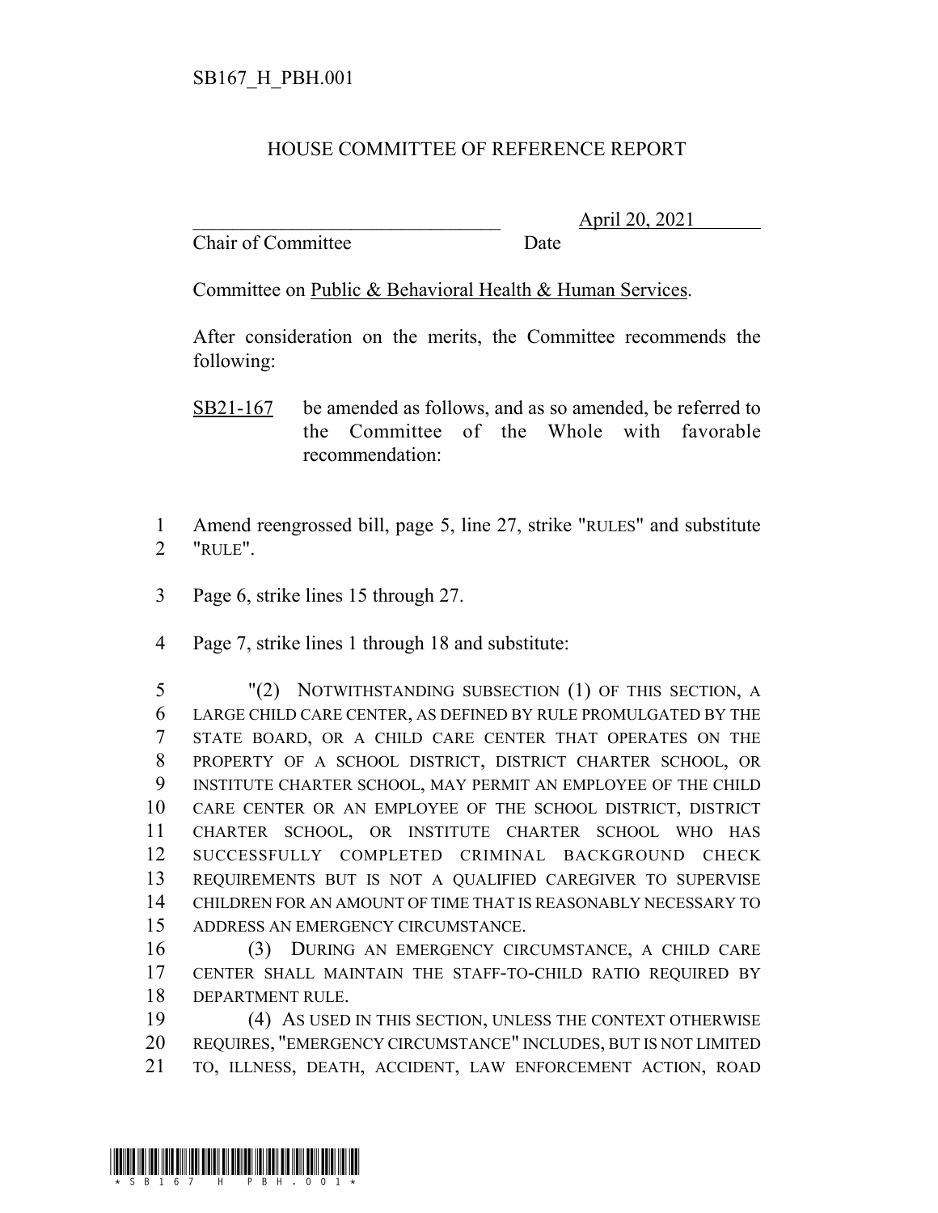SB167_H_PBH.001

HOUSE COMMITTEE OF REFERENCE REPORT

________________________________ April 20, 2021
Chair of Committee Date

Committee on Public & Behavioral Health & Human Services.

After consideration on the merits, the Committee recommends the following:

SB21-167 be amended as follows, and as so amended, be referred to the Committee of the Whole with favorable recommendation:

1 Amend reengrossed bill, page 5, line 27, strike "RULES" and substitute
2 "RULE".

3 Page 6, strike lines 15 through 27.

4 Page 7, strike lines 1 through 18 and substitute:

5 "(2) NOTWITHSTANDING SUBSECTION (1) OF THIS SECTION, A
6 LARGE CHILD CARE CENTER, AS DEFINED BY RULE PROMULGATED BY THE
7 STATE BOARD, OR A CHILD CARE CENTER THAT OPERATES ON THE
8 PROPERTY OF A SCHOOL DISTRICT, DISTRICT CHARTER SCHOOL, OR
9 INSTITUTE CHARTER SCHOOL, MAY PERMIT AN EMPLOYEE OF THE CHILD
10 CARE CENTER OR AN EMPLOYEE OF THE SCHOOL DISTRICT, DISTRICT
11 CHARTER SCHOOL, OR INSTITUTE CHARTER SCHOOL WHO HAS
12 SUCCESSFULLY COMPLETED CRIMINAL BACKGROUND CHECK
13 REQUIREMENTS BUT IS NOT A QUALIFIED CAREGIVER TO SUPERVISE
14 CHILDREN FOR AN AMOUNT OF TIME THAT IS REASONABLY NECESSARY TO
15 ADDRESS AN EMERGENCY CIRCUMSTANCE.

16 (3) DURING AN EMERGENCY CIRCUMSTANCE, A CHILD CARE
17 CENTER SHALL MAINTAIN THE STAFF-TO-CHILD RATIO REQUIRED BY
18 DEPARTMENT RULE.

19 (4) AS USED IN THIS SECTION, UNLESS THE CONTEXT OTHERWISE
20 REQUIRES, "EMERGENCY CIRCUMSTANCE" INCLUDES, BUT IS NOT LIMITED
21 TO, ILLNESS, DEATH, ACCIDENT, LAW ENFORCEMENT ACTION, ROAD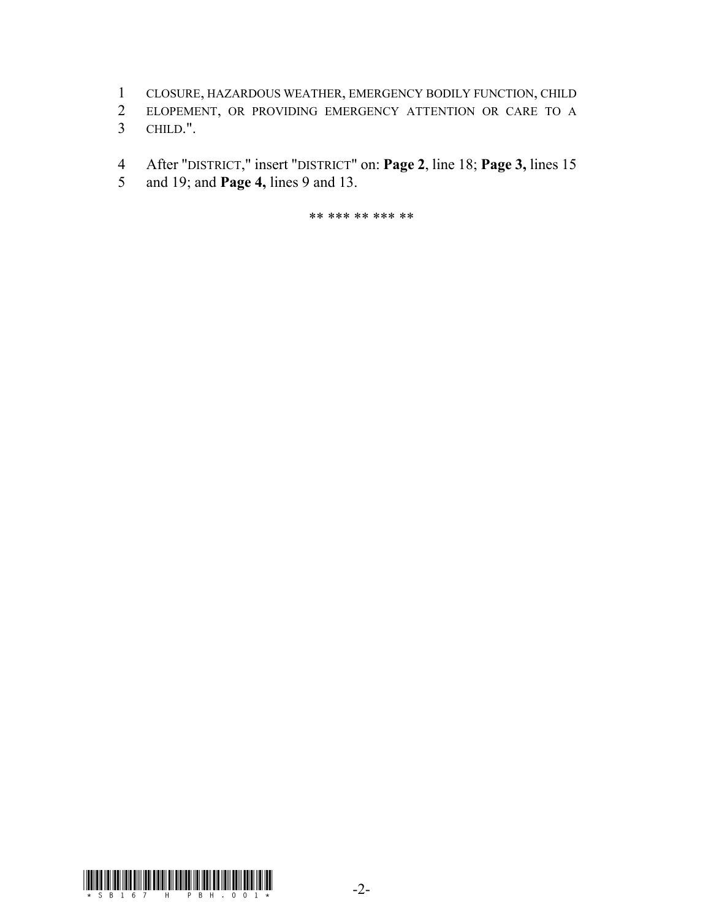1 CLOSURE, HAZARDOUS WEATHER, EMERGENCY BODILY FUNCTION, CHILD
2 ELOPEMENT, OR PROVIDING EMERGENCY ATTENTION OR CARE TO A
3 CHILD.".

4 After "DISTRICT," insert "DISTRICT" on: **Page 2**, line 18; **Page 3,** lines 15
5 and 19; and **Page 4,** lines 9 and 13.

** *** ** *** **